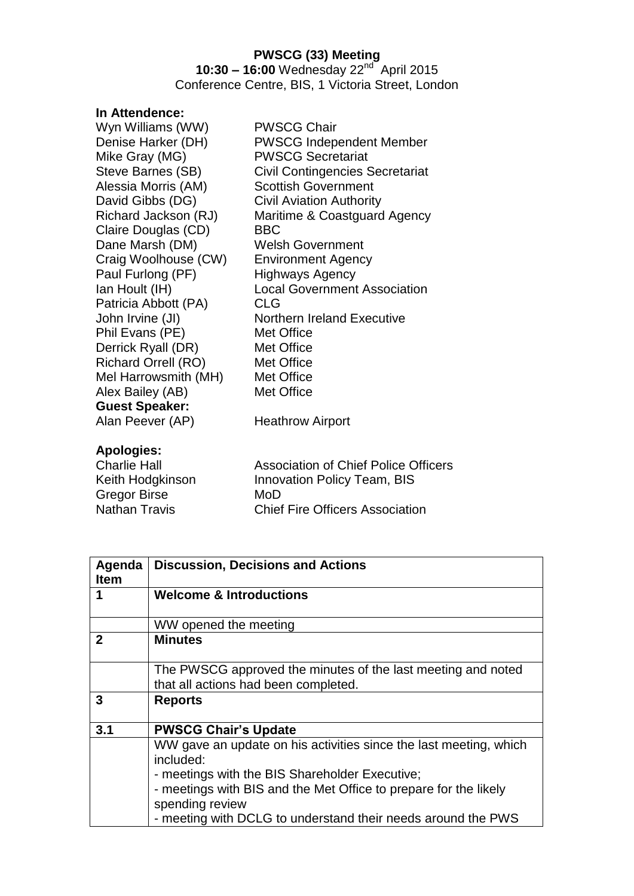**PWSCG (33) Meeting**

**10:30 – 16:00** Wednesday 22nd April 2015

Conference Centre, BIS, 1 Victoria Street, London

**In Attendence:**

| | |
|---|---|
| Wyn Williams (WW) | PWSCG Chair |
| Denise Harker (DH) | PWSCG Independent Member |
| Mike Gray (MG) | PWSCG Secretariat |
| Steve Barnes (SB) | Civil Contingencies Secretariat |
| Alessia Morris (AM) | Scottish Government |
| David Gibbs (DG) | Civil Aviation Authority |
| Richard Jackson (RJ) | Maritime & Coastguard Agency |
| Claire Douglas (CD) | BBC |
| Dane Marsh (DM) | Welsh Government |
| Craig Woolhouse (CW) | Environment Agency |
| Paul Furlong (PF) | Highways Agency |
| Ian Hoult (IH) | Local Government Association |
| Patricia Abbott (PA) | CLG |
| John Irvine (JI) | Northern Ireland Executive |
| Phil Evans (PE) | Met Office |
| Derrick Ryall (DR) | Met Office |
| Richard Orrell (RO) | Met Office |
| Mel Harrowsmith (MH) | Met Office |
| Alex Bailey (AB) | Met Office |
| **Guest Speaker:** | |
| Alan Peever (AP) | Heathrow Airport |

**Apologies:**

| | |
|---|---|
| Charlie Hall | Association of Chief Police Officers |
| Keith Hodgkinson | Innovation Policy Team, BIS |
| Gregor Birse | MoD |
| Nathan Travis | Chief Fire Officers Association |

| Agenda Item | Discussion, Decisions and Actions |
|---|---|
| **1** | **Welcome & Introductions** |
| | WW opened the meeting |
| **2** | **Minutes** |
| | The PWSCG approved the minutes of the last meeting and noted that all actions had been completed. |
| **3** | **Reports** |
| **3.1** | **PWSCG Chair's Update** |
| | WW gave an update on his activities since the last meeting, which included:<br>- meetings with the BIS Shareholder Executive;<br>- meetings with BIS and the Met Office to prepare for the likely spending review<br>- meeting with DCLG to understand their needs around the PWS |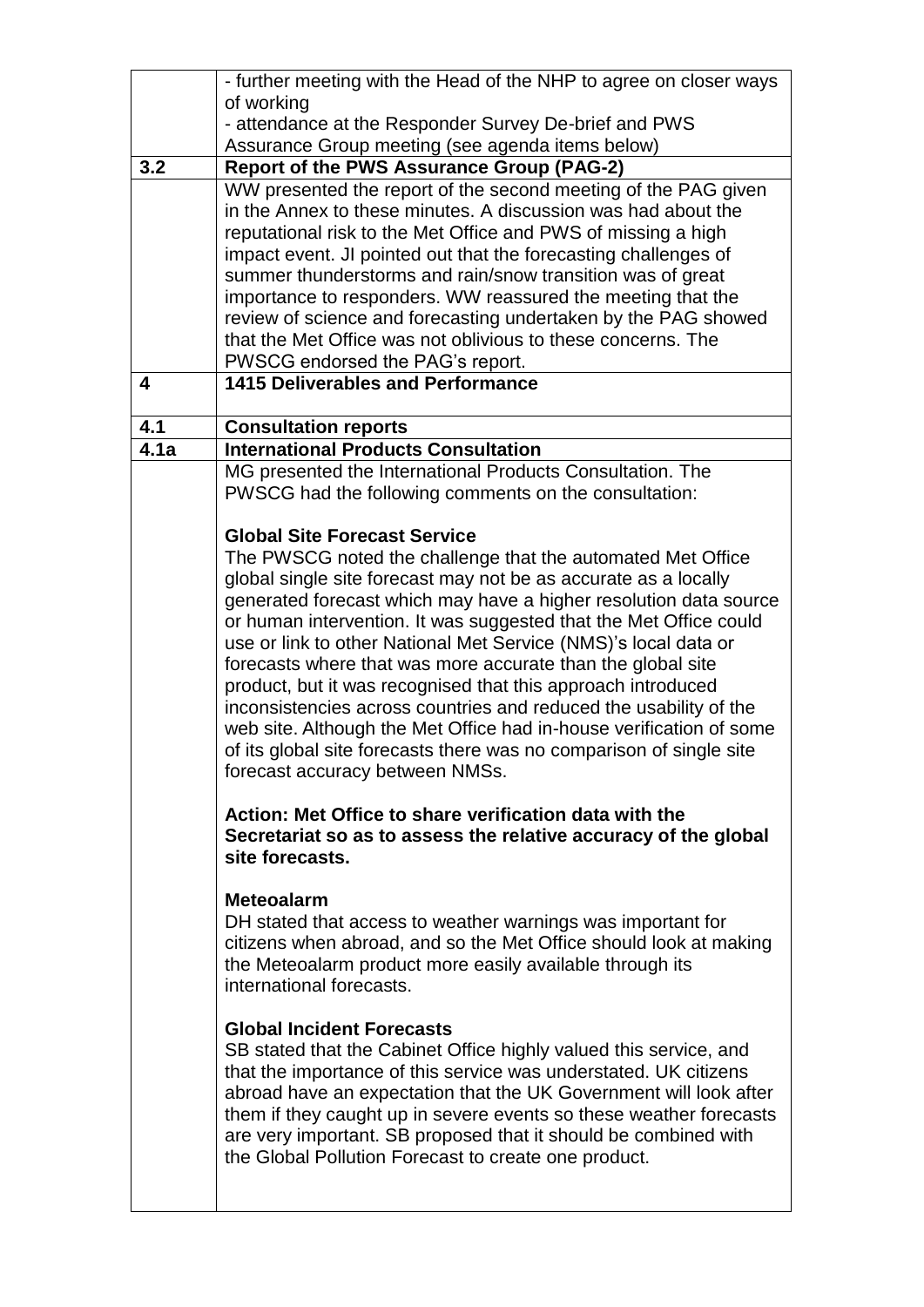| | |
|---|---|
| | - further meeting with the Head of the NHP to agree on closer ways of working<br>- attendance at the Responder Survey De-brief and PWS Assurance Group meeting (see agenda items below) |
| **3.2** | **Report of the PWS Assurance Group (PAG-2)** |
| | WW presented the report of the second meeting of the PAG given in the Annex to these minutes. A discussion was had about the reputational risk to the Met Office and PWS of missing a high impact event. JI pointed out that the forecasting challenges of summer thunderstorms and rain/snow transition was of great importance to responders. WW reassured the meeting that the review of science and forecasting undertaken by the PAG showed that the Met Office was not oblivious to these concerns. The PWSCG endorsed the PAG's report. |
| **4** | **1415 Deliverables and Performance** |
| **4.1** | **Consultation reports** |
| **4.1a** | **International Products Consultation** |
| | MG presented the International Products Consultation. The PWSCG had the following comments on the consultation:<br><br>**Global Site Forecast Service**<br>The PWSCG noted the challenge that the automated Met Office global single site forecast may not be as accurate as a locally generated forecast which may have a higher resolution data source or human intervention. It was suggested that the Met Office could use or link to other National Met Service (NMS)'s local data or forecasts where that was more accurate than the global site product, but it was recognised that this approach introduced inconsistencies across countries and reduced the usability of the web site. Although the Met Office had in-house verification of some of its global site forecasts there was no comparison of single site forecast accuracy between NMSs.<br><br>**Action: Met Office to share verification data with the Secretariat so as to assess the relative accuracy of the global site forecasts.**<br><br>**Meteoalarm**<br>DH stated that access to weather warnings was important for citizens when abroad, and so the Met Office should look at making the Meteoalarm product more easily available through its international forecasts.<br><br>**Global Incident Forecasts**<br>SB stated that the Cabinet Office highly valued this service, and that the importance of this service was understated. UK citizens abroad have an expectation that the UK Government will look after them if they caught up in severe events so these weather forecasts are very important. SB proposed that it should be combined with the Global Pollution Forecast to create one product. |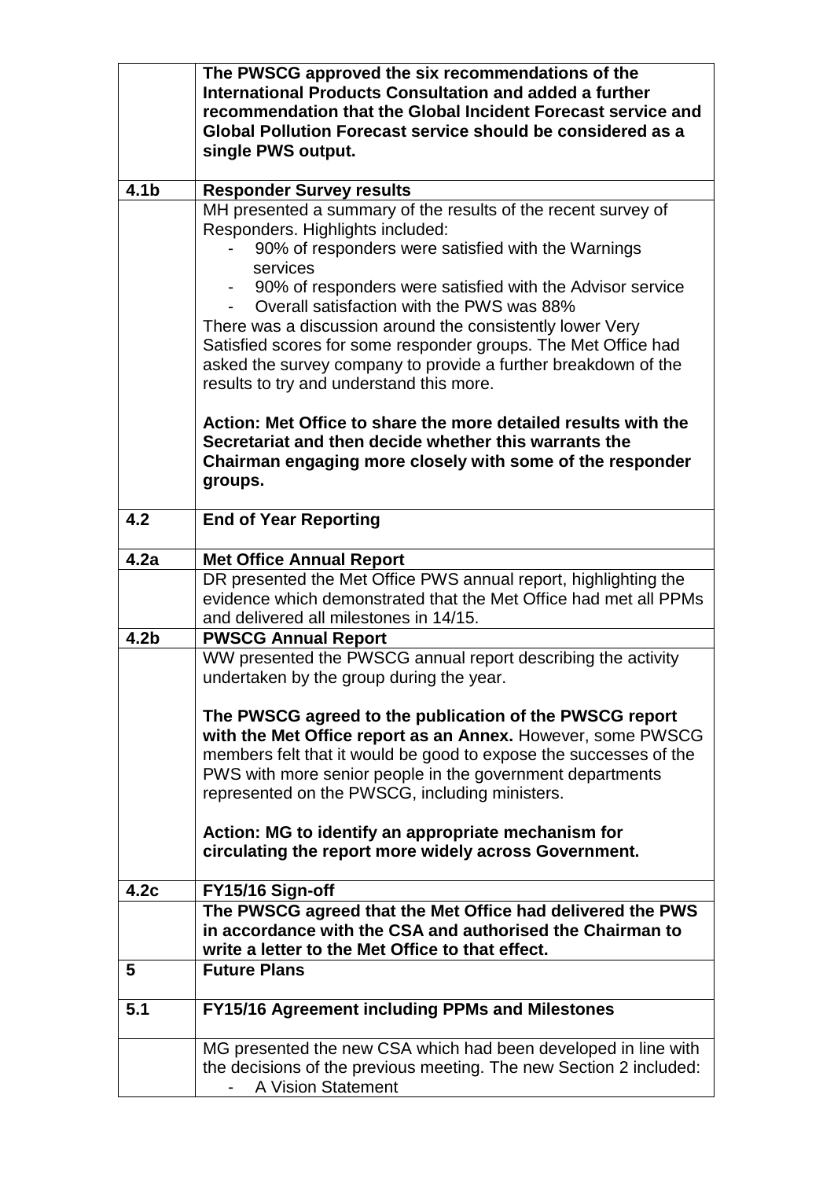| | |
|---|---|
| | **The PWSCG approved the six recommendations of the International Products Consultation and added a further recommendation that the Global Incident Forecast service and Global Pollution Forecast service should be considered as a single PWS output.** |
| **4.1b** | **Responder Survey results** |
| | MH presented a summary of the results of the recent survey of Responders. Highlights included:<br>- 90% of responders were satisfied with the Warnings services<br>- 90% of responders were satisfied with the Advisor service<br>- Overall satisfaction with the PWS was 88%<br>There was a discussion around the consistently lower Very Satisfied scores for some responder groups. The Met Office had asked the survey company to provide a further breakdown of the results to try and understand this more.<br><br>**Action: Met Office to share the more detailed results with the Secretariat and then decide whether this warrants the Chairman engaging more closely with some of the responder groups.** |
| **4.2** | **End of Year Reporting** |
| **4.2a** | **Met Office Annual Report** |
| | DR presented the Met Office PWS annual report, highlighting the evidence which demonstrated that the Met Office had met all PPMs and delivered all milestones in 14/15. |
| **4.2b** | **PWSCG Annual Report** |
| | WW presented the PWSCG annual report describing the activity undertaken by the group during the year.<br><br>**The PWSCG agreed to the publication of the PWSCG report with the Met Office report as an Annex.** However, some PWSCG members felt that it would be good to expose the successes of the PWS with more senior people in the government departments represented on the PWSCG, including ministers.<br><br>**Action: MG to identify an appropriate mechanism for circulating the report more widely across Government.** |
| **4.2c** | **FY15/16 Sign-off** |
| | **The PWSCG agreed that the Met Office had delivered the PWS in accordance with the CSA and authorised the Chairman to write a letter to the Met Office to that effect.** |
| **5** | **Future Plans** |
| **5.1** | **FY15/16 Agreement including PPMs and Milestones** |
| | MG presented the new CSA which had been developed in line with the decisions of the previous meeting. The new Section 2 included:<br>- A Vision Statement |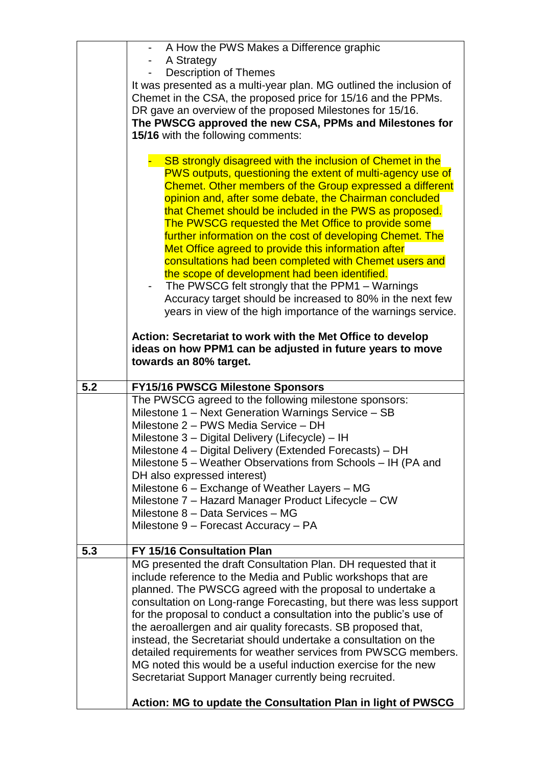| | |
|---|---|
| | - A How the PWS Makes a Difference graphic<br>- A Strategy<br>- Description of Themes<br>It was presented as a multi-year plan. MG outlined the inclusion of Chemet in the CSA, the proposed price for 15/16 and the PPMs. DR gave an overview of the proposed Milestones for 15/16.<br>**The PWSCG approved the new CSA, PPMs and Milestones for 15/16** with the following comments:<br><br>- SB strongly disagreed with the inclusion of Chemet in the PWS outputs, questioning the extent of multi-agency use of Chemet. Other members of the Group expressed a different opinion and, after some debate, the Chairman concluded that Chemet should be included in the PWS as proposed. The PWSCG requested the Met Office to provide some further information on the cost of developing Chemet. The Met Office agreed to provide this information after consultations had been completed with Chemet users and the scope of development had been identified.<br>- The PWSCG felt strongly that the PPM1 – Warnings Accuracy target should be increased to 80% in the next few years in view of the high importance of the warnings service.<br><br>**Action: Secretariat to work with the Met Office to develop ideas on how PPM1 can be adjusted in future years to move towards an 80% target.** |
| **5.2** | **FY15/16 PWSCG Milestone Sponsors** |
| | The PWSCG agreed to the following milestone sponsors:<br>Milestone 1 – Next Generation Warnings Service – SB<br>Milestone 2 – PWS Media Service – DH<br>Milestone 3 – Digital Delivery (Lifecycle) – IH<br>Milestone 4 – Digital Delivery (Extended Forecasts) – DH<br>Milestone 5 – Weather Observations from Schools – IH (PA and DH also expressed interest)<br>Milestone 6 – Exchange of Weather Layers – MG<br>Milestone 7 – Hazard Manager Product Lifecycle – CW<br>Milestone 8 – Data Services – MG<br>Milestone 9 – Forecast Accuracy – PA |
| **5.3** | **FY 15/16 Consultation Plan** |
| | MG presented the draft Consultation Plan. DH requested that it include reference to the Media and Public workshops that are planned. The PWSCG agreed with the proposal to undertake a consultation on Long-range Forecasting, but there was less support for the proposal to conduct a consultation into the public's use of the aeroallergen and air quality forecasts. SB proposed that, instead, the Secretariat should undertake a consultation on the detailed requirements for weather services from PWSCG members. MG noted this would be a useful induction exercise for the new Secretariat Support Manager currently being recruited.<br><br>**Action: MG to update the Consultation Plan in light of PWSCG** |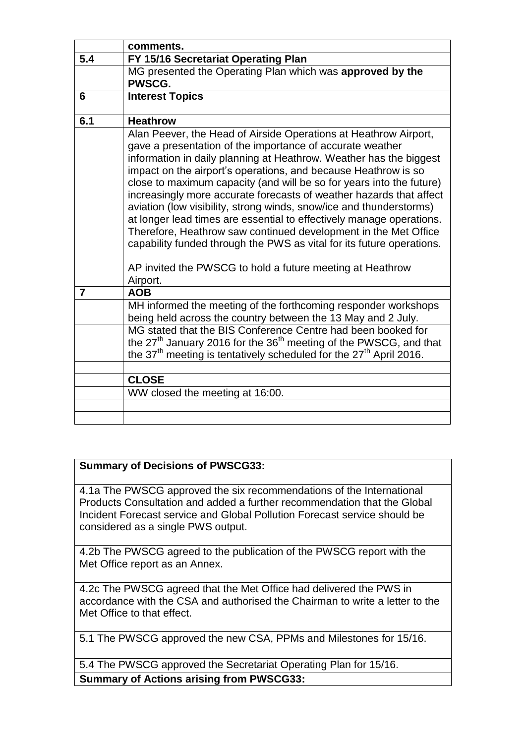| | |
|---|---|
| | comments. |
| **5.4** | **FY 15/16 Secretariat Operating Plan** |
| | MG presented the Operating Plan which was **approved by the PWSCG.** |
| **6** | **Interest Topics** |
| **6.1** | **Heathrow** |
| | Alan Peever, the Head of Airside Operations at Heathrow Airport, gave a presentation of the importance of accurate weather information in daily planning at Heathrow. Weather has the biggest impact on the airport's operations, and because Heathrow is so close to maximum capacity (and will be so for years into the future) increasingly more accurate forecasts of weather hazards that affect aviation (low visibility, strong winds, snow/ice and thunderstorms) at longer lead times are essential to effectively manage operations. Therefore, Heathrow saw continued development in the Met Office capability funded through the PWS as vital for its future operations.<br><br>AP invited the PWSCG to hold a future meeting at Heathrow Airport. |
| **7** | **AOB** |
| | MH informed the meeting of the forthcoming responder workshops being held across the country between the 13 May and 2 July. |
| | MG stated that the BIS Conference Centre had been booked for the 27th January 2016 for the 36th meeting of the PWSCG, and that the 37th meeting is tentatively scheduled for the 27th April 2016. |
| | |
| | **CLOSE** |
| | WW closed the meeting at 16:00. |
| | |
| | |

| **Summary of Decisions of PWSCG33:** |
|---|
| 4.1a The PWSCG approved the six recommendations of the International Products Consultation and added a further recommendation that the Global Incident Forecast service and Global Pollution Forecast service should be considered as a single PWS output. |
| 4.2b The PWSCG agreed to the publication of the PWSCG report with the Met Office report as an Annex. |
| 4.2c The PWSCG agreed that the Met Office had delivered the PWS in accordance with the CSA and authorised the Chairman to write a letter to the Met Office to that effect. |
| 5.1 The PWSCG approved the new CSA, PPMs and Milestones for 15/16. |
| 5.4 The PWSCG approved the Secretariat Operating Plan for 15/16. |
| **Summary of Actions arising from PWSCG33:** |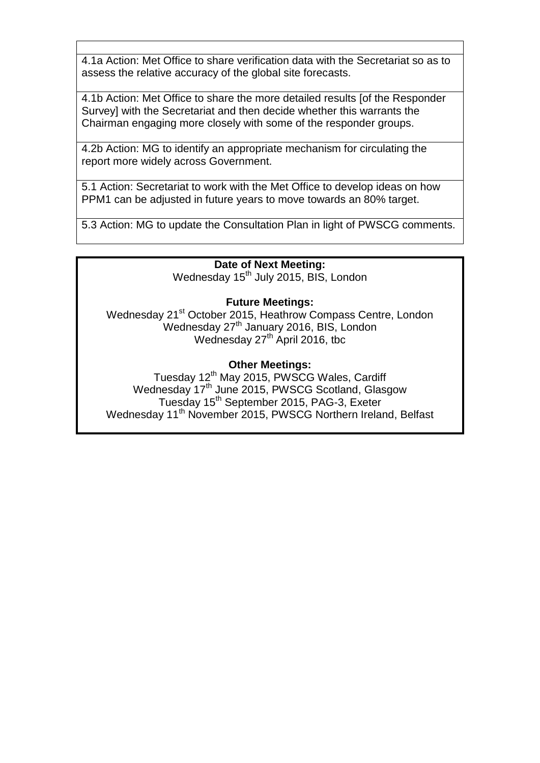| |
|---|
| 4.1a Action: Met Office to share verification data with the Secretariat so as to assess the relative accuracy of the global site forecasts. |
| 4.1b Action: Met Office to share the more detailed results [of the Responder Survey] with the Secretariat and then decide whether this warrants the Chairman engaging more closely with some of the responder groups. |
| 4.2b Action: MG to identify an appropriate mechanism for circulating the report more widely across Government. |
| 5.1 Action: Secretariat to work with the Met Office to develop ideas on how PPM1 can be adjusted in future years to move towards an 80% target. |
| 5.3 Action: MG to update the Consultation Plan in light of PWSCG comments. |

**Date of Next Meeting:**
Wednesday 15th July 2015, BIS, London

**Future Meetings:**
Wednesday 21st October 2015, Heathrow Compass Centre, London
Wednesday 27th January 2016, BIS, London
Wednesday 27th April 2016, tbc

**Other Meetings:**
Tuesday 12th May 2015, PWSCG Wales, Cardiff
Wednesday 17th June 2015, PWSCG Scotland, Glasgow
Tuesday 15th September 2015, PAG-3, Exeter
Wednesday 11th November 2015, PWSCG Northern Ireland, Belfast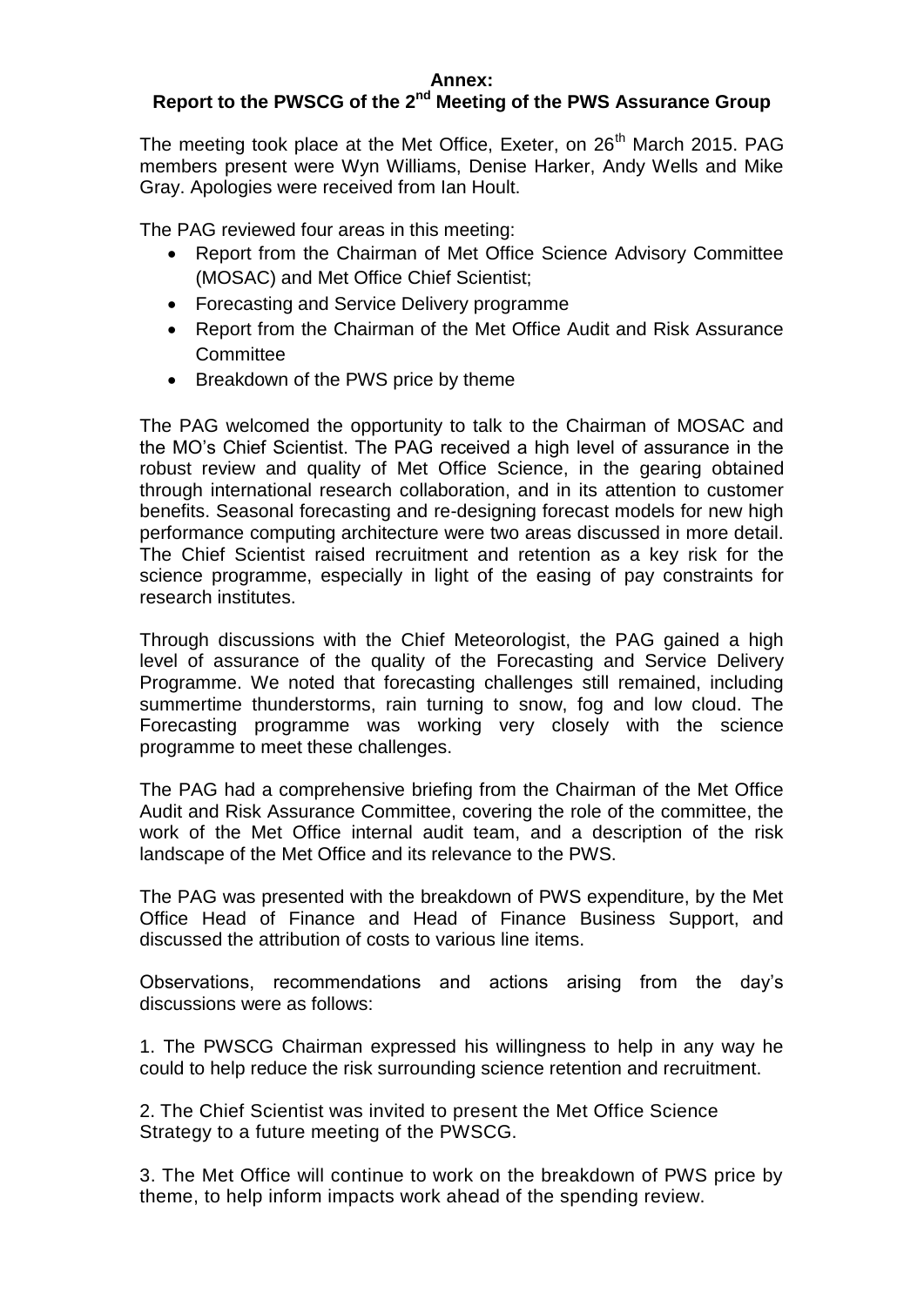**Annex:**

## Report to the PWSCG of the 2nd Meeting of the PWS Assurance Group

The meeting took place at the Met Office, Exeter, on 26th March 2015. PAG members present were Wyn Williams, Denise Harker, Andy Wells and Mike Gray. Apologies were received from Ian Hoult.

The PAG reviewed four areas in this meeting:

- Report from the Chairman of Met Office Science Advisory Committee (MOSAC) and Met Office Chief Scientist;
- Forecasting and Service Delivery programme
- Report from the Chairman of the Met Office Audit and Risk Assurance Committee
- Breakdown of the PWS price by theme

The PAG welcomed the opportunity to talk to the Chairman of MOSAC and the MO's Chief Scientist. The PAG received a high level of assurance in the robust review and quality of Met Office Science, in the gearing obtained through international research collaboration, and in its attention to customer benefits. Seasonal forecasting and re-designing forecast models for new high performance computing architecture were two areas discussed in more detail. The Chief Scientist raised recruitment and retention as a key risk for the science programme, especially in light of the easing of pay constraints for research institutes.

Through discussions with the Chief Meteorologist, the PAG gained a high level of assurance of the quality of the Forecasting and Service Delivery Programme. We noted that forecasting challenges still remained, including summertime thunderstorms, rain turning to snow, fog and low cloud. The Forecasting programme was working very closely with the science programme to meet these challenges.

The PAG had a comprehensive briefing from the Chairman of the Met Office Audit and Risk Assurance Committee, covering the role of the committee, the work of the Met Office internal audit team, and a description of the risk landscape of the Met Office and its relevance to the PWS.

The PAG was presented with the breakdown of PWS expenditure, by the Met Office Head of Finance and Head of Finance Business Support, and discussed the attribution of costs to various line items.

Observations, recommendations and actions arising from the day's discussions were as follows:

1. The PWSCG Chairman expressed his willingness to help in any way he could to help reduce the risk surrounding science retention and recruitment.

2. The Chief Scientist was invited to present the Met Office Science Strategy to a future meeting of the PWSCG.

3. The Met Office will continue to work on the breakdown of PWS price by theme, to help inform impacts work ahead of the spending review.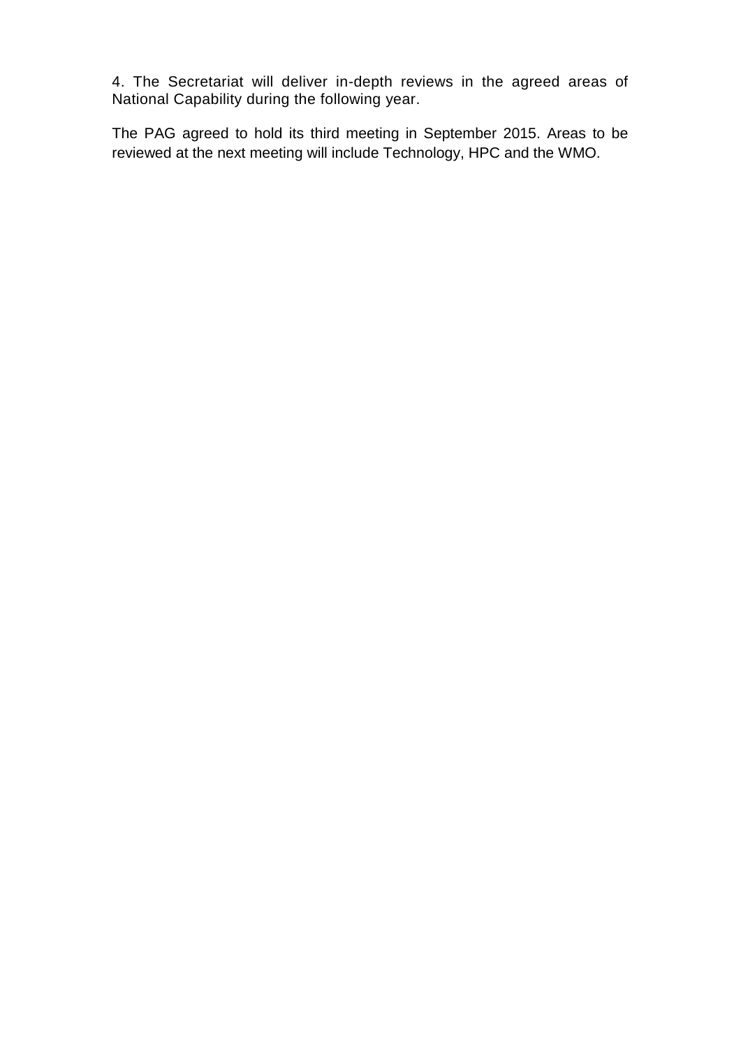4. The Secretariat will deliver in-depth reviews in the agreed areas of National Capability during the following year.

The PAG agreed to hold its third meeting in September 2015. Areas to be reviewed at the next meeting will include Technology, HPC and the WMO.